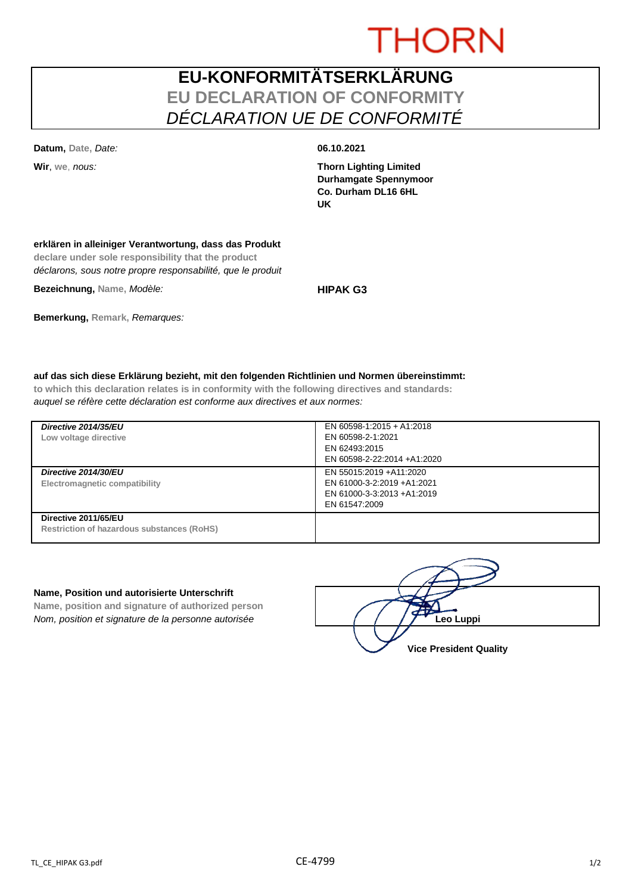THORN

# EU-KONFORMITÄTSERKLÄRUNG
## EU DECLARATION OF CONFORMITY
## *DÉCLARATION UE DE CONFORMITÉ*

**Datum,** Date, *Date:* **06.10.2021**

**Wir**, we, *nous:* **Thorn Lighting Limited**
**Durhamgate Spennymoor**
**Co. Durham DL16 6HL**
**UK**

**erklären in alleiniger Verantwortung, dass das Produkt**
**declare under sole responsibility that the product**
*déclarons, sous notre propre responsabilité, que le produit*

**Bezeichnung,** Name, *Modèle:* **HIPAK G3**

**Bemerkung,** Remark, *Remarques:*

**auf das sich diese Erklärung bezieht, mit den folgenden Richtlinien und Normen übereinstimmt:**
**to which this declaration relates is in conformity with the following directives and standards:**
*auquel se réfère cette déclaration est conforme aux directives et aux normes:*

| Directive | Standards |
|---|---|
| ***Directive 2014/35/EU***<br>**Low voltage directive** | EN 60598-1:2015 + A1:2018<br>EN 60598-2-1:2021<br>EN 62493:2015<br>EN 60598-2-22:2014 +A1:2020 |
| ***Directive 2014/30/EU***<br>**Electromagnetic compatibility** | EN 55015:2019 +A11:2020<br>EN 61000-3-2:2019 +A1:2021<br>EN 61000-3-3:2013 +A1:2019<br>EN 61547:2009 |
| **Directive 2011/65/EU**<br>**Restriction of hazardous substances (RoHS)** | |

**Name, Position und autorisierte Unterschrift**
**Name, position and signature of authorized person**
*Nom, position et signature de la personne autorisée*

**Leo Luppi**
**Vice President Quality**

TL_CE_HIPAK G3.pdf CE-4799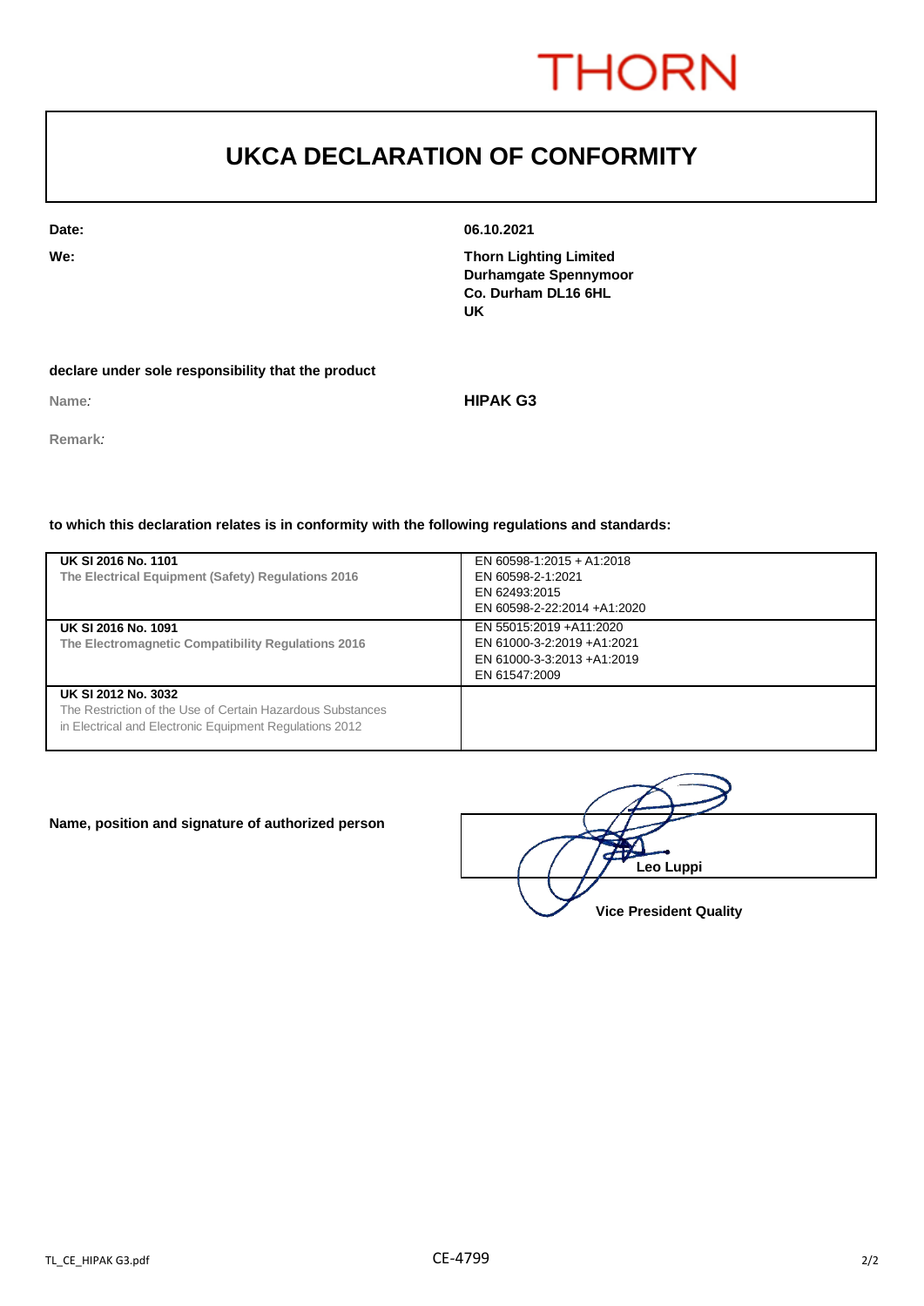THORN

# UKCA DECLARATION OF CONFORMITY

| | |
|---|---|
| **Date:** | **06.10.2021** |
| **We:** | **Thorn Lighting Limited**<br>**Durhamgate Spennymoor**<br>**Co. Durham DL16 6HL**<br>**UK** |

**declare under sole responsibility that the product**

| | |
|---|---|
| Name: | **HIPAK G3** |
| Remark: | |

**to which this declaration relates is in conformity with the following regulations and standards:**

| | |
|---|---|
| **UK SI 2016 No. 1101**<br>**The Electrical Equipment (Safety) Regulations 2016** | EN 60598-1:2015 + A1:2018<br>EN 60598-2-1:2021<br>EN 62493:2015<br>EN 60598-2-22:2014 +A1:2020 |
| **UK SI 2016 No. 1091**<br>**The Electromagnetic Compatibility Regulations 2016** | EN 55015:2019 +A11:2020<br>EN 61000-3-2:2019 +A1:2021<br>EN 61000-3-3:2013 +A1:2019<br>EN 61547:2009 |
| **UK SI 2012 No. 3032**<br>The Restriction of the Use of Certain Hazardous Substances in Electrical and Electronic Equipment Regulations 2012 | |

**Name, position and signature of authorized person**

**Leo Luppi**

**Vice President Quality**

TL_CE_HIPAK G3.pdf CE-4799